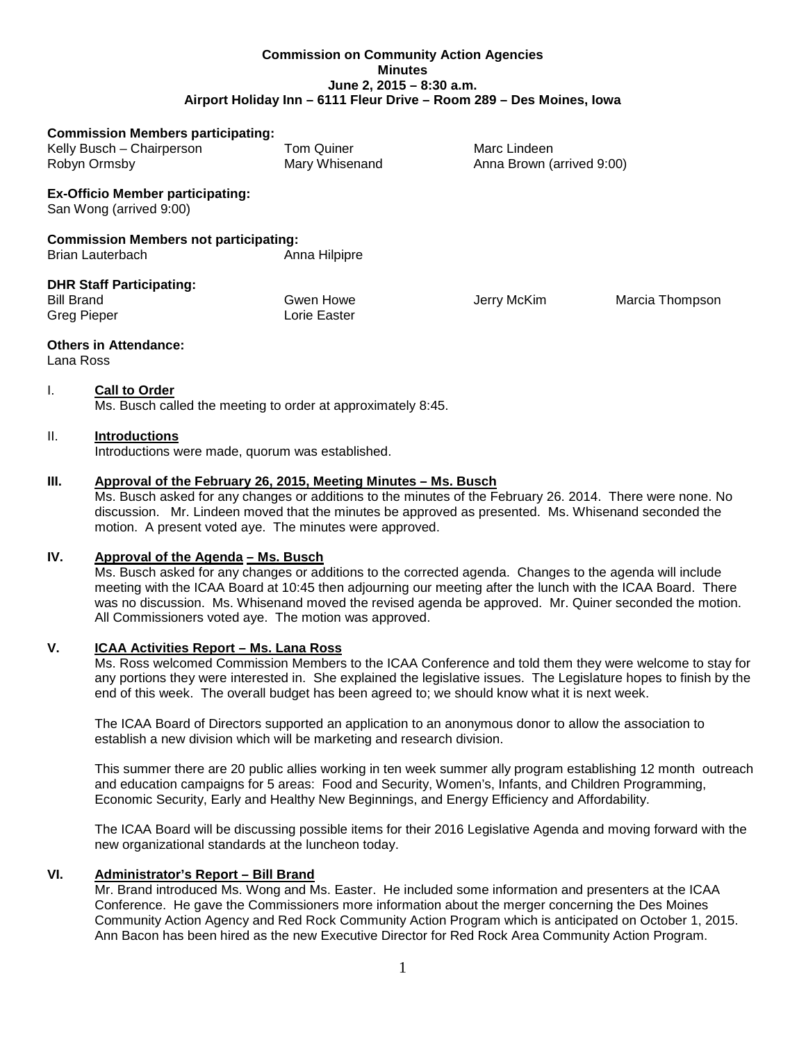**Commission on Community Action Agencies**
**Minutes**
**June 2, 2015 – 8:30 a.m.**
**Airport Holiday Inn – 6111 Fleur Drive – Room 289 – Des Moines, Iowa**

**Commission Members participating:**

| | | |
|---|---|---|
| Kelly Busch – Chairperson | Tom Quiner | Marc Lindeen |
| Robyn Ormsby | Mary Whisenand | Anna Brown (arrived 9:00) |

**Ex-Officio Member participating:**
San Wong (arrived 9:00)

**Commission Members not participating:**

| | |
|---|---|
| Brian Lauterbach | Anna Hilpipre |

**DHR Staff Participating:**

| | | | |
|---|---|---|---|
| Bill Brand | Gwen Howe | Jerry McKim | Marcia Thompson |
| Greg Pieper | Lorie Easter | | |

**Others in Attendance:**
Lana Ross

I. **Call to Order**
Ms. Busch called the meeting to order at approximately 8:45.

II. **Introductions**
Introductions were made, quorum was established.

**III. Approval of the February 26, 2015, Meeting Minutes – Ms. Busch**
Ms. Busch asked for any changes or additions to the minutes of the February 26. 2014. There were none. No discussion. Mr. Lindeen moved that the minutes be approved as presented. Ms. Whisenand seconded the motion. A present voted aye. The minutes were approved.

**IV. Approval of the Agenda – Ms. Busch**
Ms. Busch asked for any changes or additions to the corrected agenda. Changes to the agenda will include meeting with the ICAA Board at 10:45 then adjourning our meeting after the lunch with the ICAA Board. There was no discussion. Ms. Whisenand moved the revised agenda be approved. Mr. Quiner seconded the motion. All Commissioners voted aye. The motion was approved.

**V. ICAA Activities Report – Ms. Lana Ross**
Ms. Ross welcomed Commission Members to the ICAA Conference and told them they were welcome to stay for any portions they were interested in. She explained the legislative issues. The Legislature hopes to finish by the end of this week. The overall budget has been agreed to; we should know what it is next week.

The ICAA Board of Directors supported an application to an anonymous donor to allow the association to establish a new division which will be marketing and research division.

This summer there are 20 public allies working in ten week summer ally program establishing 12 month outreach and education campaigns for 5 areas: Food and Security, Women's, Infants, and Children Programming, Economic Security, Early and Healthy New Beginnings, and Energy Efficiency and Affordability.

The ICAA Board will be discussing possible items for their 2016 Legislative Agenda and moving forward with the new organizational standards at the luncheon today.

**VI. Administrator's Report – Bill Brand**
Mr. Brand introduced Ms. Wong and Ms. Easter. He included some information and presenters at the ICAA Conference. He gave the Commissioners more information about the merger concerning the Des Moines Community Action Agency and Red Rock Community Action Program which is anticipated on October 1, 2015. Ann Bacon has been hired as the new Executive Director for Red Rock Area Community Action Program.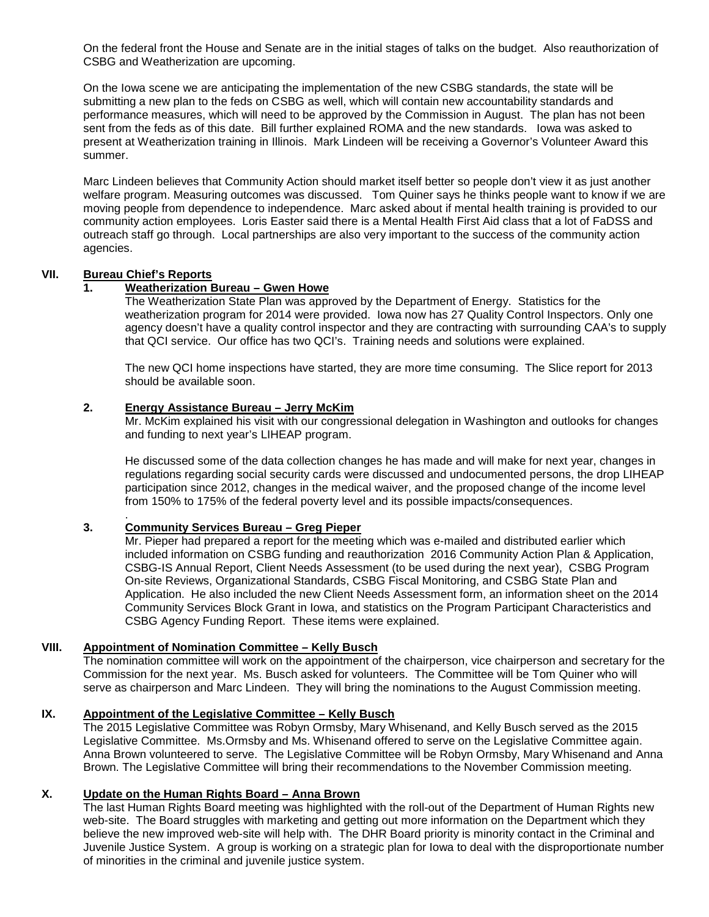On the federal front the House and Senate are in the initial stages of talks on the budget. Also reauthorization of CSBG and Weatherization are upcoming.

On the Iowa scene we are anticipating the implementation of the new CSBG standards, the state will be submitting a new plan to the feds on CSBG as well, which will contain new accountability standards and performance measures, which will need to be approved by the Commission in August. The plan has not been sent from the feds as of this date. Bill further explained ROMA and the new standards. Iowa was asked to present at Weatherization training in Illinois. Mark Lindeen will be receiving a Governor's Volunteer Award this summer.

Marc Lindeen believes that Community Action should market itself better so people don't view it as just another welfare program. Measuring outcomes was discussed. Tom Quiner says he thinks people want to know if we are moving people from dependence to independence. Marc asked about if mental health training is provided to our community action employees. Loris Easter said there is a Mental Health First Aid class that a lot of FaDSS and outreach staff go through. Local partnerships are also very important to the success of the community action agencies.

## VII. Bureau Chief's Reports

### 1. Weatherization Bureau – Gwen Howe

The Weatherization State Plan was approved by the Department of Energy. Statistics for the weatherization program for 2014 were provided. Iowa now has 27 Quality Control Inspectors. Only one agency doesn't have a quality control inspector and they are contracting with surrounding CAA's to supply that QCI service. Our office has two QCI's. Training needs and solutions were explained.

The new QCI home inspections have started, they are more time consuming. The Slice report for 2013 should be available soon.

### 2. Energy Assistance Bureau – Jerry McKim

Mr. McKim explained his visit with our congressional delegation in Washington and outlooks for changes and funding to next year's LIHEAP program.

He discussed some of the data collection changes he has made and will make for next year, changes in regulations regarding social security cards were discussed and undocumented persons, the drop LIHEAP participation since 2012, changes in the medical waiver, and the proposed change of the income level from 150% to 175% of the federal poverty level and its possible impacts/consequences.

.

### 3. Community Services Bureau – Greg Pieper

Mr. Pieper had prepared a report for the meeting which was e-mailed and distributed earlier which included information on CSBG funding and reauthorization 2016 Community Action Plan & Application, CSBG-IS Annual Report, Client Needs Assessment (to be used during the next year), CSBG Program On-site Reviews, Organizational Standards, CSBG Fiscal Monitoring, and CSBG State Plan and Application. He also included the new Client Needs Assessment form, an information sheet on the 2014 Community Services Block Grant in Iowa, and statistics on the Program Participant Characteristics and CSBG Agency Funding Report. These items were explained.

## VIII. Appointment of Nomination Committee – Kelly Busch

The nomination committee will work on the appointment of the chairperson, vice chairperson and secretary for the Commission for the next year. Ms. Busch asked for volunteers. The Committee will be Tom Quiner who will serve as chairperson and Marc Lindeen. They will bring the nominations to the August Commission meeting.

## IX. Appointment of the Legislative Committee – Kelly Busch

The 2015 Legislative Committee was Robyn Ormsby, Mary Whisenand, and Kelly Busch served as the 2015 Legislative Committee. Ms.Ormsby and Ms. Whisenand offered to serve on the Legislative Committee again. Anna Brown volunteered to serve. The Legislative Committee will be Robyn Ormsby, Mary Whisenand and Anna Brown. The Legislative Committee will bring their recommendations to the November Commission meeting.

## X. Update on the Human Rights Board – Anna Brown

The last Human Rights Board meeting was highlighted with the roll-out of the Department of Human Rights new web-site. The Board struggles with marketing and getting out more information on the Department which they believe the new improved web-site will help with. The DHR Board priority is minority contact in the Criminal and Juvenile Justice System. A group is working on a strategic plan for Iowa to deal with the disproportionate number of minorities in the criminal and juvenile justice system.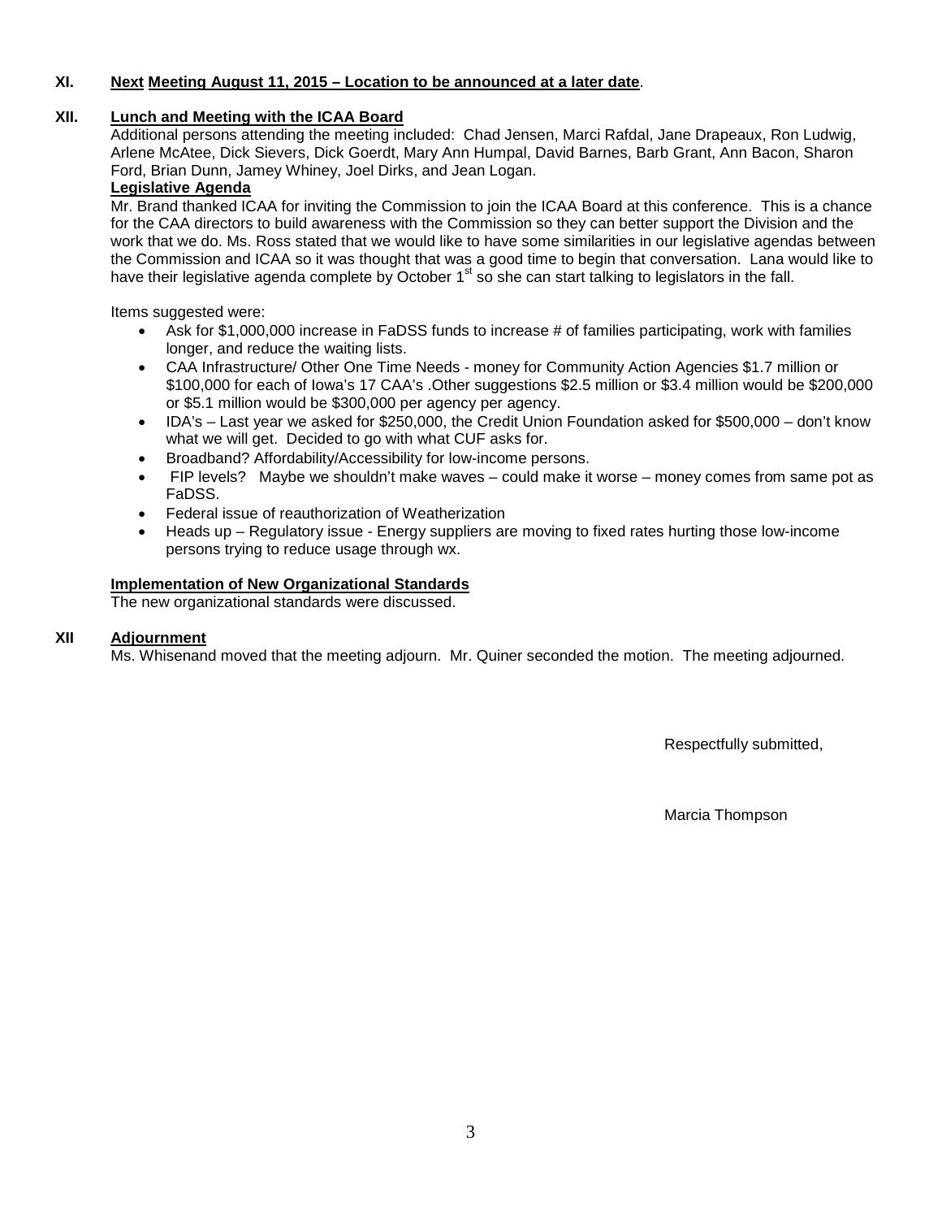**XI. <u>Next Meeting August 11, 2015 – Location to be announced at a later date</u>.**

**XII. <u>Lunch and Meeting with the ICAA Board</u>**

Additional persons attending the meeting included: Chad Jensen, Marci Rafdal, Jane Drapeaux, Ron Ludwig, Arlene McAtee, Dick Sievers, Dick Goerdt, Mary Ann Humpal, David Barnes, Barb Grant, Ann Bacon, Sharon Ford, Brian Dunn, Jamey Whiney, Joel Dirks, and Jean Logan.

**<u>Legislative Agenda</u>**

Mr. Brand thanked ICAA for inviting the Commission to join the ICAA Board at this conference. This is a chance for the CAA directors to build awareness with the Commission so they can better support the Division and the work that we do. Ms. Ross stated that we would like to have some similarities in our legislative agendas between the Commission and ICAA so it was thought that was a good time to begin that conversation. Lana would like to have their legislative agenda complete by October 1st so she can start talking to legislators in the fall.

Items suggested were:

- Ask for $1,000,000 increase in FaDSS funds to increase # of families participating, work with families longer, and reduce the waiting lists.
- CAA Infrastructure/ Other One Time Needs - money for Community Action Agencies $1.7 million or $100,000 for each of Iowa's 17 CAA's .Other suggestions $2.5 million or $3.4 million would be $200,000 or $5.1 million would be $300,000 per agency per agency.
- IDA's – Last year we asked for $250,000, the Credit Union Foundation asked for $500,000 – don't know what we will get. Decided to go with what CUF asks for.
- Broadband? Affordability/Accessibility for low-income persons.
- FIP levels? Maybe we shouldn't make waves – could make it worse – money comes from same pot as FaDSS.
- Federal issue of reauthorization of Weatherization
- Heads up – Regulatory issue - Energy suppliers are moving to fixed rates hurting those low-income persons trying to reduce usage through wx.

**<u>Implementation of New Organizational Standards</u>**

The new organizational standards were discussed.

**XII <u>Adjournment</u>**

Ms. Whisenand moved that the meeting adjourn. Mr. Quiner seconded the motion. The meeting adjourned.

Respectfully submitted,

Marcia Thompson